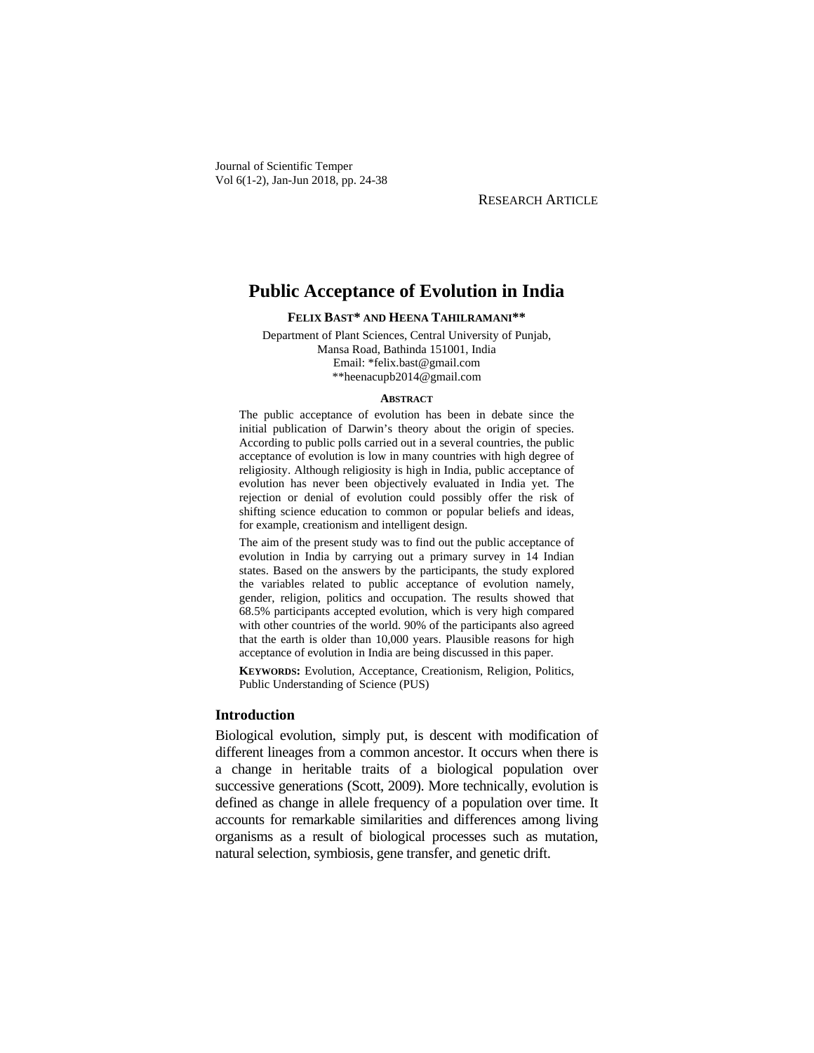RESEARCH ARTICLE

# Public Acceptance of Evolution in India

**FELIX BAST\* AND HEENA TAHILRAMANI\*\***

Department of Plant Sciences, Central University of Punjab,
Mansa Road, Bathinda 151001, India
Email: *felix.bast@gmail.com
**heenacupb2014@gmail.com

**ABSTRACT**

The public acceptance of evolution has been in debate since the initial publication of Darwin's theory about the origin of species. According to public polls carried out in a several countries, the public acceptance of evolution is low in many countries with high degree of religiosity. Although religiosity is high in India, public acceptance of evolution has never been objectively evaluated in India yet. The rejection or denial of evolution could possibly offer the risk of shifting science education to common or popular beliefs and ideas, for example, creationism and intelligent design.

The aim of the present study was to find out the public acceptance of evolution in India by carrying out a primary survey in 14 Indian states. Based on the answers by the participants, the study explored the variables related to public acceptance of evolution namely, gender, religion, politics and occupation. The results showed that 68.5% participants accepted evolution, which is very high compared with other countries of the world. 90% of the participants also agreed that the earth is older than 10,000 years. Plausible reasons for high acceptance of evolution in India are being discussed in this paper.

**KEYWORDS:** Evolution, Acceptance, Creationism, Religion, Politics, Public Understanding of Science (PUS)

## Introduction

Biological evolution, simply put, is descent with modification of different lineages from a common ancestor. It occurs when there is a change in heritable traits of a biological population over successive generations (Scott, 2009). More technically, evolution is defined as change in allele frequency of a population over time. It accounts for remarkable similarities and differences among living organisms as a result of biological processes such as mutation, natural selection, symbiosis, gene transfer, and genetic drift.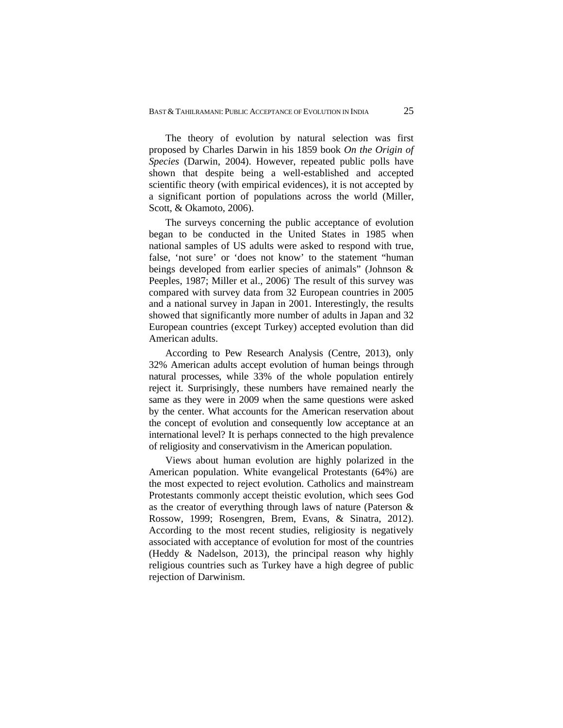The theory of evolution by natural selection was first proposed by Charles Darwin in his 1859 book *On the Origin of Species* (Darwin, 2004). However, repeated public polls have shown that despite being a well-established and accepted scientific theory (with empirical evidences), it is not accepted by a significant portion of populations across the world (Miller, Scott, & Okamoto, 2006).

The surveys concerning the public acceptance of evolution began to be conducted in the United States in 1985 when national samples of US adults were asked to respond with true, false, 'not sure' or 'does not know' to the statement "human beings developed from earlier species of animals" (Johnson & Peeples, 1987; Miller et al., 2006). The result of this survey was compared with survey data from 32 European countries in 2005 and a national survey in Japan in 2001. Interestingly, the results showed that significantly more number of adults in Japan and 32 European countries (except Turkey) accepted evolution than did American adults.

According to Pew Research Analysis (Centre, 2013), only 32% American adults accept evolution of human beings through natural processes, while 33% of the whole population entirely reject it. Surprisingly, these numbers have remained nearly the same as they were in 2009 when the same questions were asked by the center. What accounts for the American reservation about the concept of evolution and consequently low acceptance at an international level? It is perhaps connected to the high prevalence of religiosity and conservativism in the American population.

Views about human evolution are highly polarized in the American population. White evangelical Protestants (64%) are the most expected to reject evolution. Catholics and mainstream Protestants commonly accept theistic evolution, which sees God as the creator of everything through laws of nature (Paterson & Rossow, 1999; Rosengren, Brem, Evans, & Sinatra, 2012). According to the most recent studies, religiosity is negatively associated with acceptance of evolution for most of the countries (Heddy & Nadelson, 2013), the principal reason why highly religious countries such as Turkey have a high degree of public rejection of Darwinism.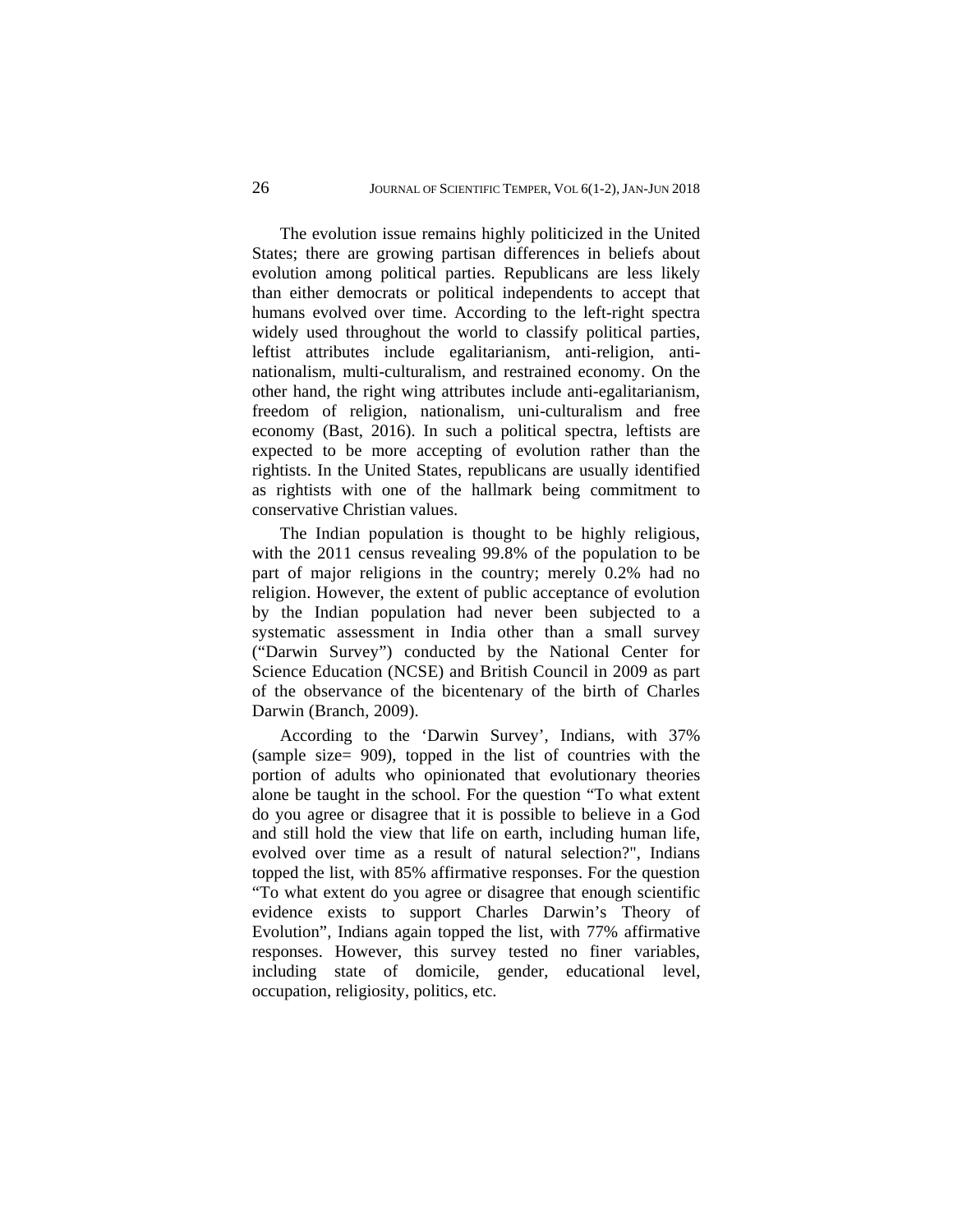The evolution issue remains highly politicized in the United States; there are growing partisan differences in beliefs about evolution among political parties. Republicans are less likely than either democrats or political independents to accept that humans evolved over time. According to the left-right spectra widely used throughout the world to classify political parties, leftist attributes include egalitarianism, anti-religion, anti-nationalism, multi-culturalism, and restrained economy. On the other hand, the right wing attributes include anti-egalitarianism, freedom of religion, nationalism, uni-culturalism and free economy (Bast, 2016). In such a political spectra, leftists are expected to be more accepting of evolution rather than the rightists. In the United States, republicans are usually identified as rightists with one of the hallmark being commitment to conservative Christian values.

The Indian population is thought to be highly religious, with the 2011 census revealing 99.8% of the population to be part of major religions in the country; merely 0.2% had no religion. However, the extent of public acceptance of evolution by the Indian population had never been subjected to a systematic assessment in India other than a small survey ("Darwin Survey") conducted by the National Center for Science Education (NCSE) and British Council in 2009 as part of the observance of the bicentenary of the birth of Charles Darwin (Branch, 2009).

According to the 'Darwin Survey', Indians, with 37% (sample size= 909), topped in the list of countries with the portion of adults who opinionated that evolutionary theories alone be taught in the school. For the question "To what extent do you agree or disagree that it is possible to believe in a God and still hold the view that life on earth, including human life, evolved over time as a result of natural selection?", Indians topped the list, with 85% affirmative responses. For the question "To what extent do you agree or disagree that enough scientific evidence exists to support Charles Darwin's Theory of Evolution", Indians again topped the list, with 77% affirmative responses. However, this survey tested no finer variables, including state of domicile, gender, educational level, occupation, religiosity, politics, etc.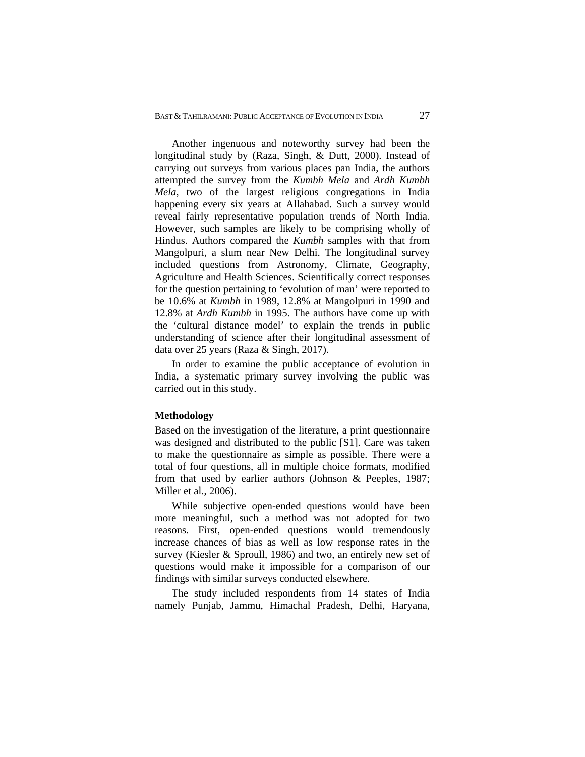Another ingenuous and noteworthy survey had been the longitudinal study by (Raza, Singh, & Dutt, 2000). Instead of carrying out surveys from various places pan India, the authors attempted the survey from the *Kumbh Mela* and *Ardh Kumbh Mela*, two of the largest religious congregations in India happening every six years at Allahabad. Such a survey would reveal fairly representative population trends of North India. However, such samples are likely to be comprising wholly of Hindus. Authors compared the *Kumbh* samples with that from Mangolpuri, a slum near New Delhi. The longitudinal survey included questions from Astronomy, Climate, Geography, Agriculture and Health Sciences. Scientifically correct responses for the question pertaining to 'evolution of man' were reported to be 10.6% at *Kumbh* in 1989, 12.8% at Mangolpuri in 1990 and 12.8% at *Ardh Kumbh* in 1995. The authors have come up with the 'cultural distance model' to explain the trends in public understanding of science after their longitudinal assessment of data over 25 years (Raza & Singh, 2017).

In order to examine the public acceptance of evolution in India, a systematic primary survey involving the public was carried out in this study.

## Methodology

Based on the investigation of the literature, a print questionnaire was designed and distributed to the public [S1]. Care was taken to make the questionnaire as simple as possible. There were a total of four questions, all in multiple choice formats, modified from that used by earlier authors (Johnson & Peeples, 1987; Miller et al., 2006).

While subjective open-ended questions would have been more meaningful, such a method was not adopted for two reasons. First, open-ended questions would tremendously increase chances of bias as well as low response rates in the survey (Kiesler & Sproull, 1986) and two, an entirely new set of questions would make it impossible for a comparison of our findings with similar surveys conducted elsewhere.

The study included respondents from 14 states of India namely Punjab, Jammu, Himachal Pradesh, Delhi, Haryana,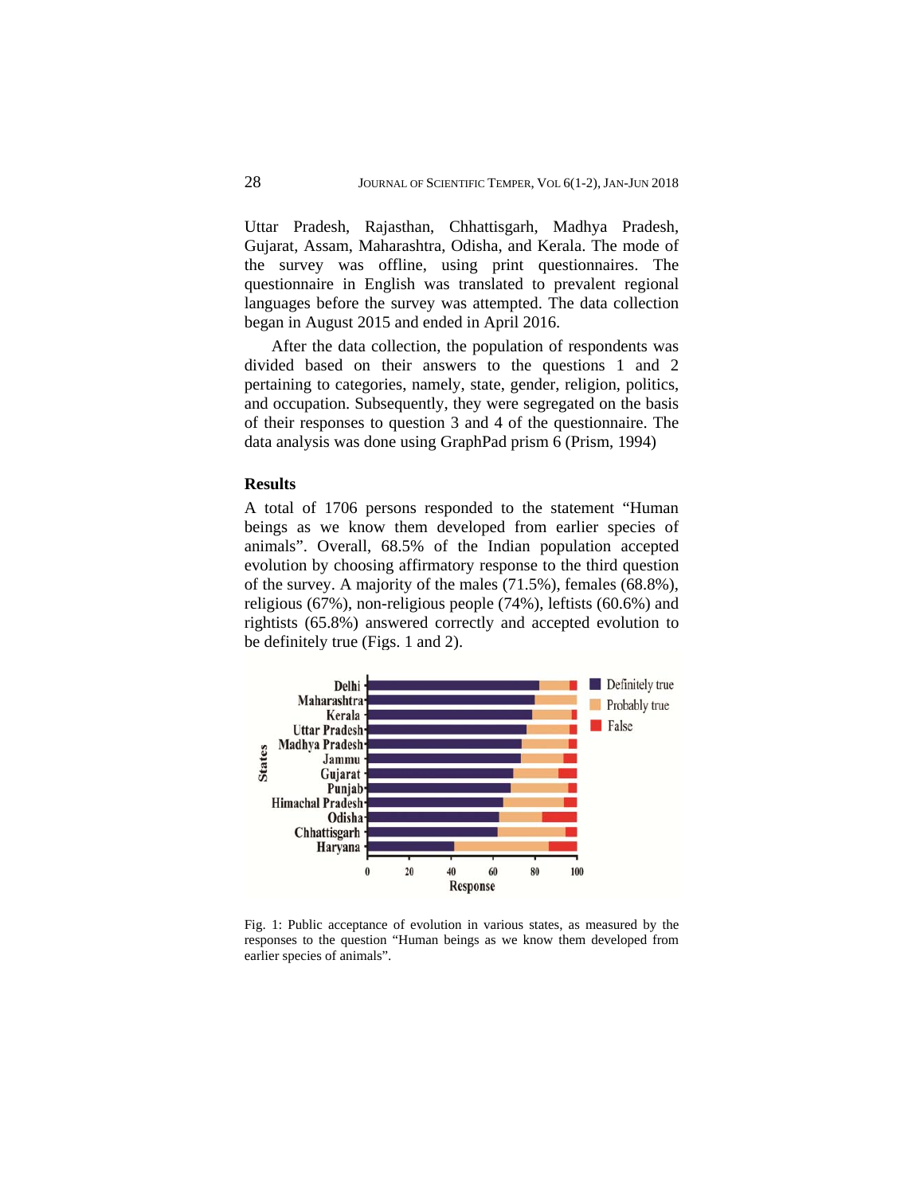Uttar Pradesh, Rajasthan, Chhattisgarh, Madhya Pradesh, Gujarat, Assam, Maharashtra, Odisha, and Kerala. The mode of the survey was offline, using print questionnaires. The questionnaire in English was translated to prevalent regional languages before the survey was attempted. The data collection began in August 2015 and ended in April 2016.

After the data collection, the population of respondents was divided based on their answers to the questions 1 and 2 pertaining to categories, namely, state, gender, religion, politics, and occupation. Subsequently, they were segregated on the basis of their responses to question 3 and 4 of the questionnaire. The data analysis was done using GraphPad prism 6 (Prism, 1994)

## Results

A total of 1706 persons responded to the statement "Human beings as we know them developed from earlier species of animals". Overall, 68.5% of the Indian population accepted evolution by choosing affirmatory response to the third question of the survey. A majority of the males (71.5%), females (68.8%), religious (67%), non-religious people (74%), leftists (60.6%) and rightists (65.8%) answered correctly and accepted evolution to be definitely true (Figs. 1 and 2).

Fig. 1: Public acceptance of evolution in various states, as measured by the responses to the question "Human beings as we know them developed from earlier species of animals".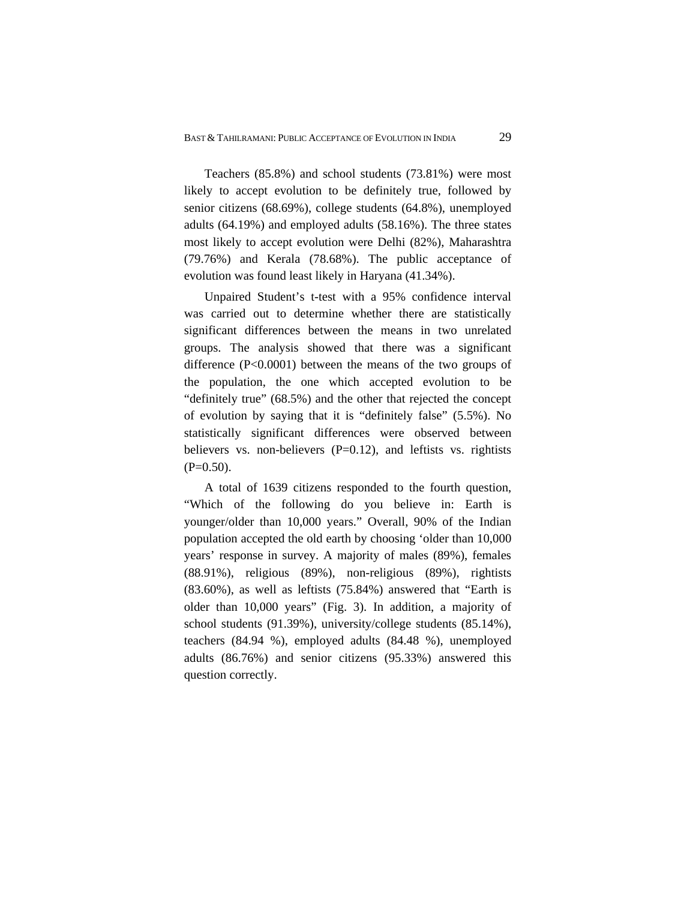Teachers (85.8%) and school students (73.81%) were most likely to accept evolution to be definitely true, followed by senior citizens (68.69%), college students (64.8%), unemployed adults (64.19%) and employed adults (58.16%). The three states most likely to accept evolution were Delhi (82%), Maharashtra (79.76%) and Kerala (78.68%). The public acceptance of evolution was found least likely in Haryana (41.34%).

Unpaired Student's t-test with a 95% confidence interval was carried out to determine whether there are statistically significant differences between the means in two unrelated groups. The analysis showed that there was a significant difference ($P<0.0001$) between the means of the two groups of the population, the one which accepted evolution to be "definitely true" (68.5%) and the other that rejected the concept of evolution by saying that it is "definitely false" (5.5%). No statistically significant differences were observed between believers vs. non-believers ($P=0.12$), and leftists vs. rightists ($P=0.50$).

A total of 1639 citizens responded to the fourth question, "Which of the following do you believe in: Earth is younger/older than 10,000 years." Overall, 90% of the Indian population accepted the old earth by choosing 'older than 10,000 years' response in survey. A majority of males (89%), females (88.91%), religious (89%), non-religious (89%), rightists (83.60%), as well as leftists (75.84%) answered that "Earth is older than 10,000 years" (Fig. 3). In addition, a majority of school students (91.39%), university/college students (85.14%), teachers (84.94 %), employed adults (84.48 %), unemployed adults (86.76%) and senior citizens (95.33%) answered this question correctly.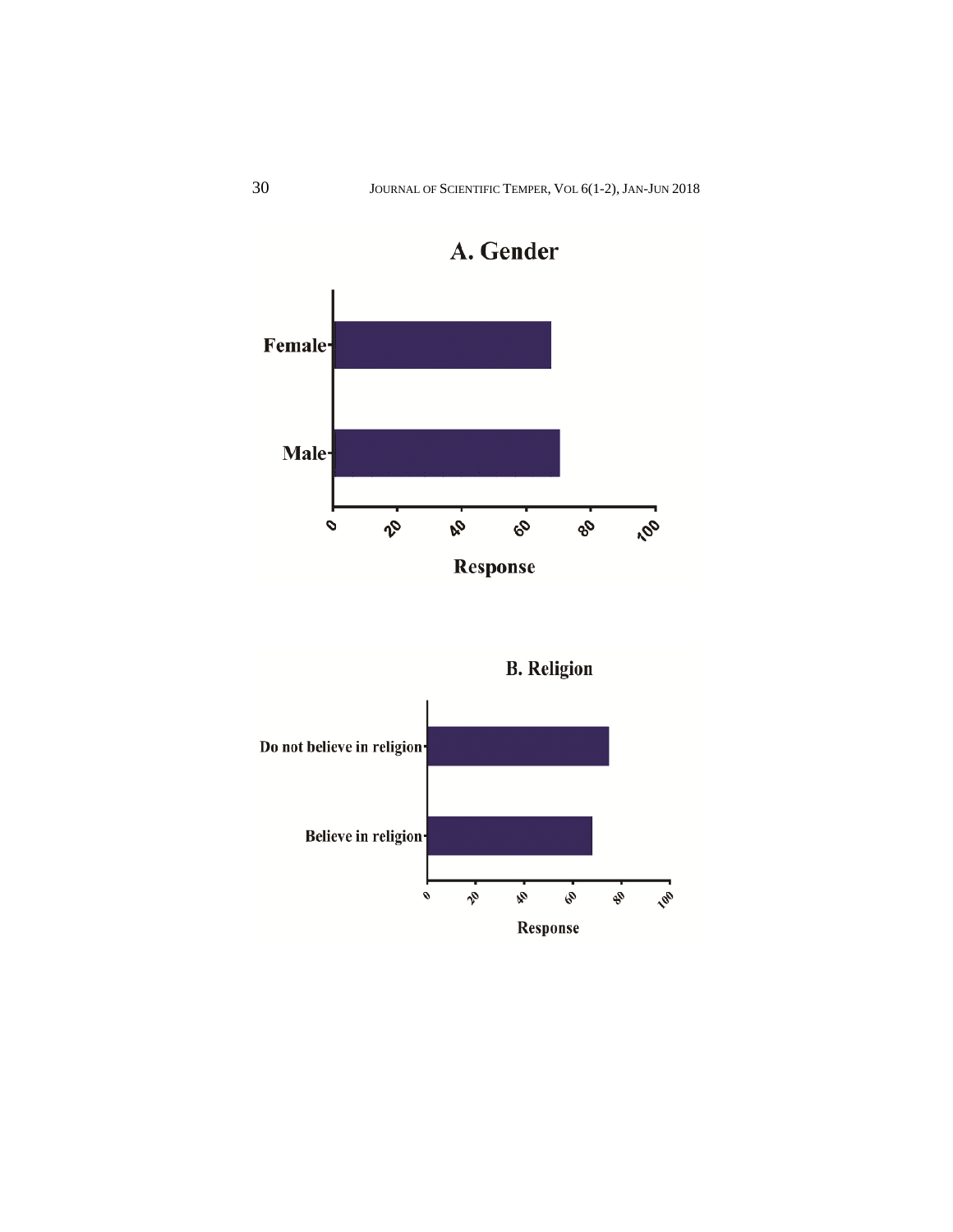**A. Gender**

Female

Male

0 20 40 60 80 100

Response

**B. Religion**

Do not believe in religion

Believe in religion

0 20 40 60 80 100

Response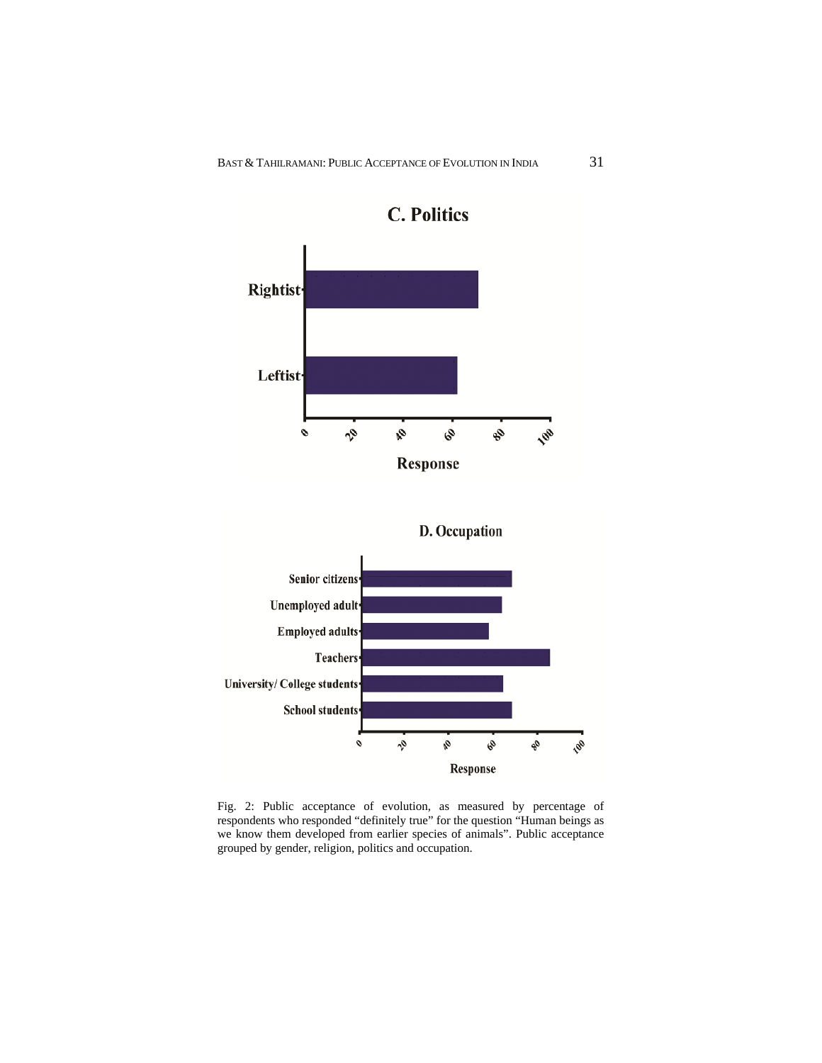**C. Politics**

Rightist

Leftist

0 20 40 60 80 100

Response

**D. Occupation**

Senior citizens

Unemployed adult

Employed adults

Teachers

University/ College students

School students

0 20 40 60 80 100

Response

Fig. 2: Public acceptance of evolution, as measured by percentage of respondents who responded "definitely true" for the question "Human beings as we know them developed from earlier species of animals". Public acceptance grouped by gender, religion, politics and occupation.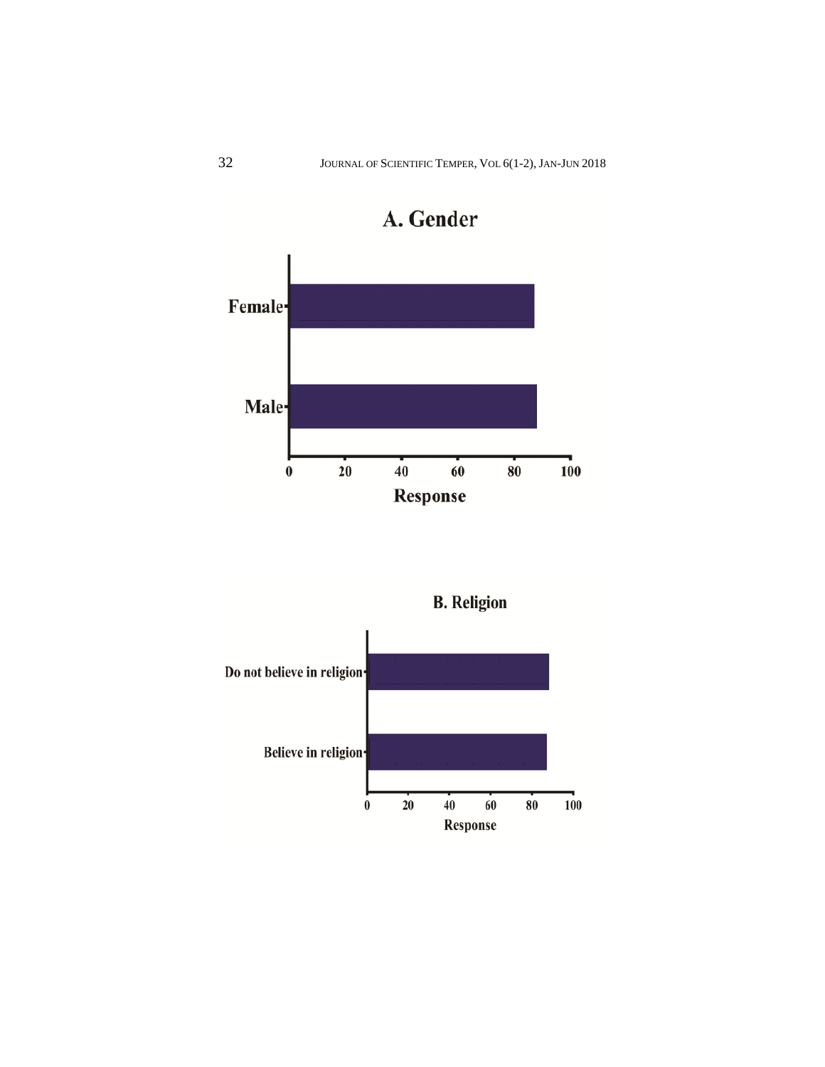**A. Gender**

Female

Male

0 20 40 60 80 100

Response

**B. Religion**

Do not believe in religion

Believe in religion

0 20 40 60 80 100

Response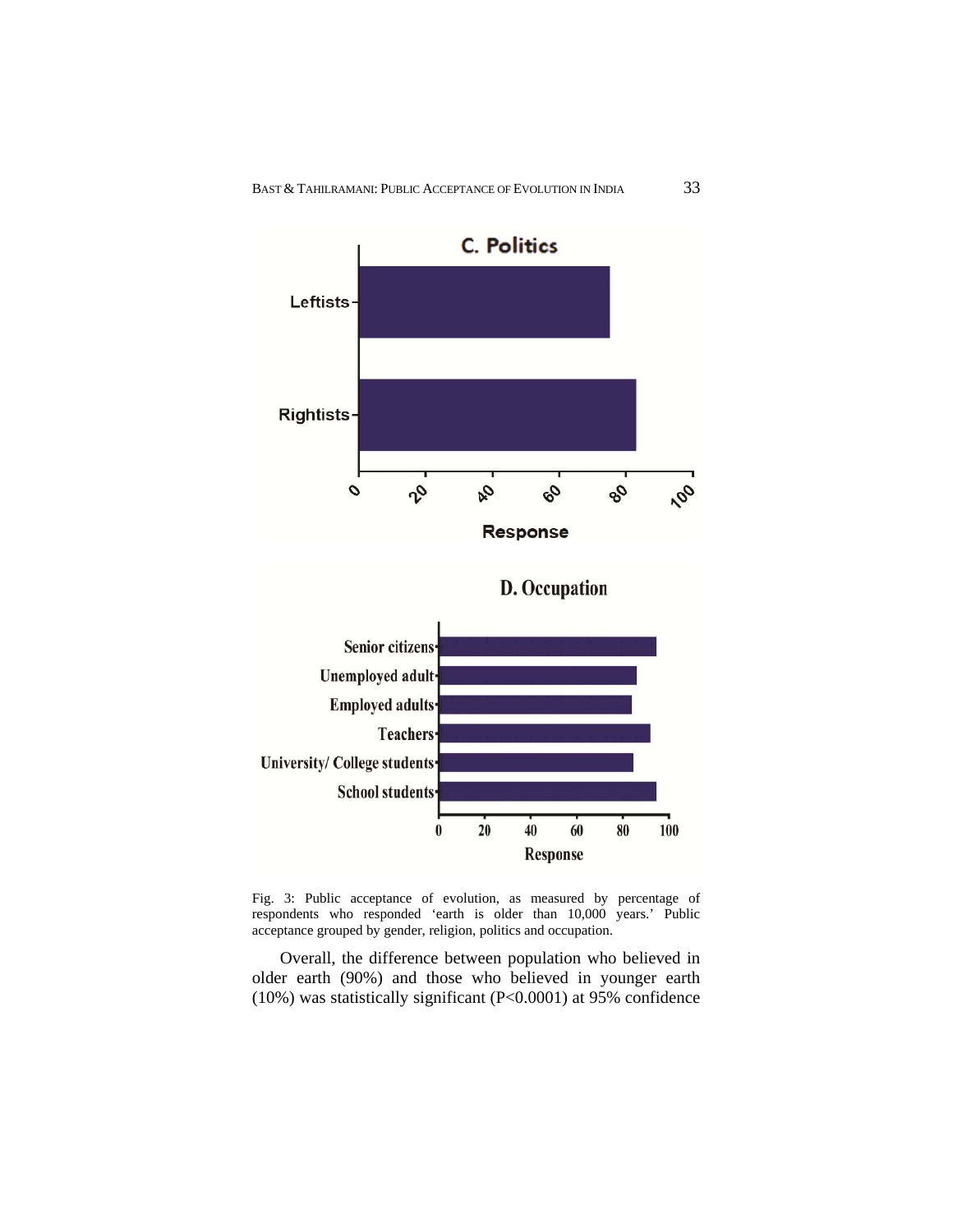Fig. 3: Public acceptance of evolution, as measured by percentage of respondents who responded 'earth is older than 10,000 years.' Public acceptance grouped by gender, religion, politics and occupation.

Overall, the difference between population who believed in older earth (90%) and those who believed in younger earth (10%) was statistically significant ($P<0.0001$) at 95% confidence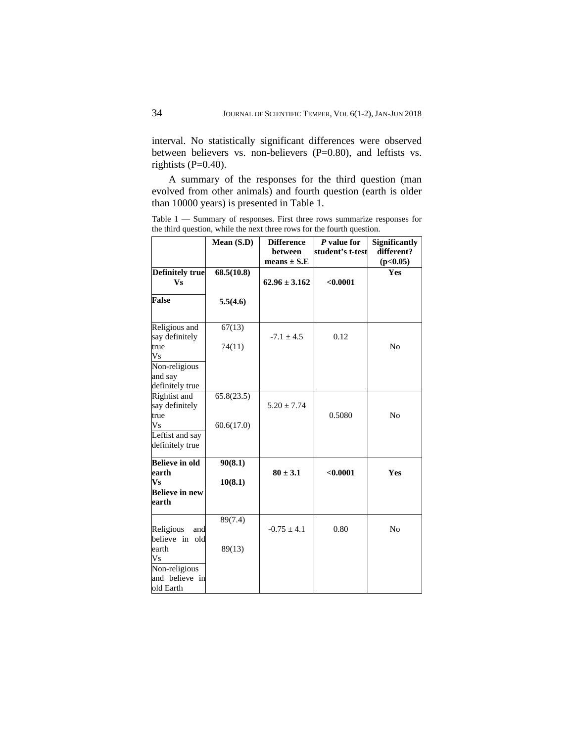interval. No statistically significant differences were observed between believers vs. non-believers (P=0.80), and leftists vs. rightists (P=0.40).

A summary of the responses for the third question (man evolved from other animals) and fourth question (earth is older than 10000 years) is presented in Table 1.

Table 1 — Summary of responses. First three rows summarize responses for the third question, while the next three rows for the fourth question.

| | Mean (S.D) | Difference between means ± S.E | *P* value for student's t-test | Significantly different? (p<0.05) |
|---|---|---|---|---|
| **Definitely true Vs False** | **68.5(10.8)** **5.5(4.6)** | **62.96 ± 3.162** | **<0.0001** | **Yes** |
| Religious and say definitely true Vs Non-religious and say definitely true | 67(13) 74(11) | -7.1 ± 4.5 | 0.12 | No |
| Rightist and say definitely true Vs Leftist and say definitely true | 65.8(23.5) 60.6(17.0) | 5.20 ± 7.74 | 0.5080 | No |
| **Believe in old earth Vs Believe in new earth** | **90(8.1)** **10(8.1)** | **80 ± 3.1** | **<0.0001** | **Yes** |
| Religious and believe in old earth Vs Non-religious and believe in old Earth | 89(7.4) 89(13) | -0.75 ± 4.1 | 0.80 | No |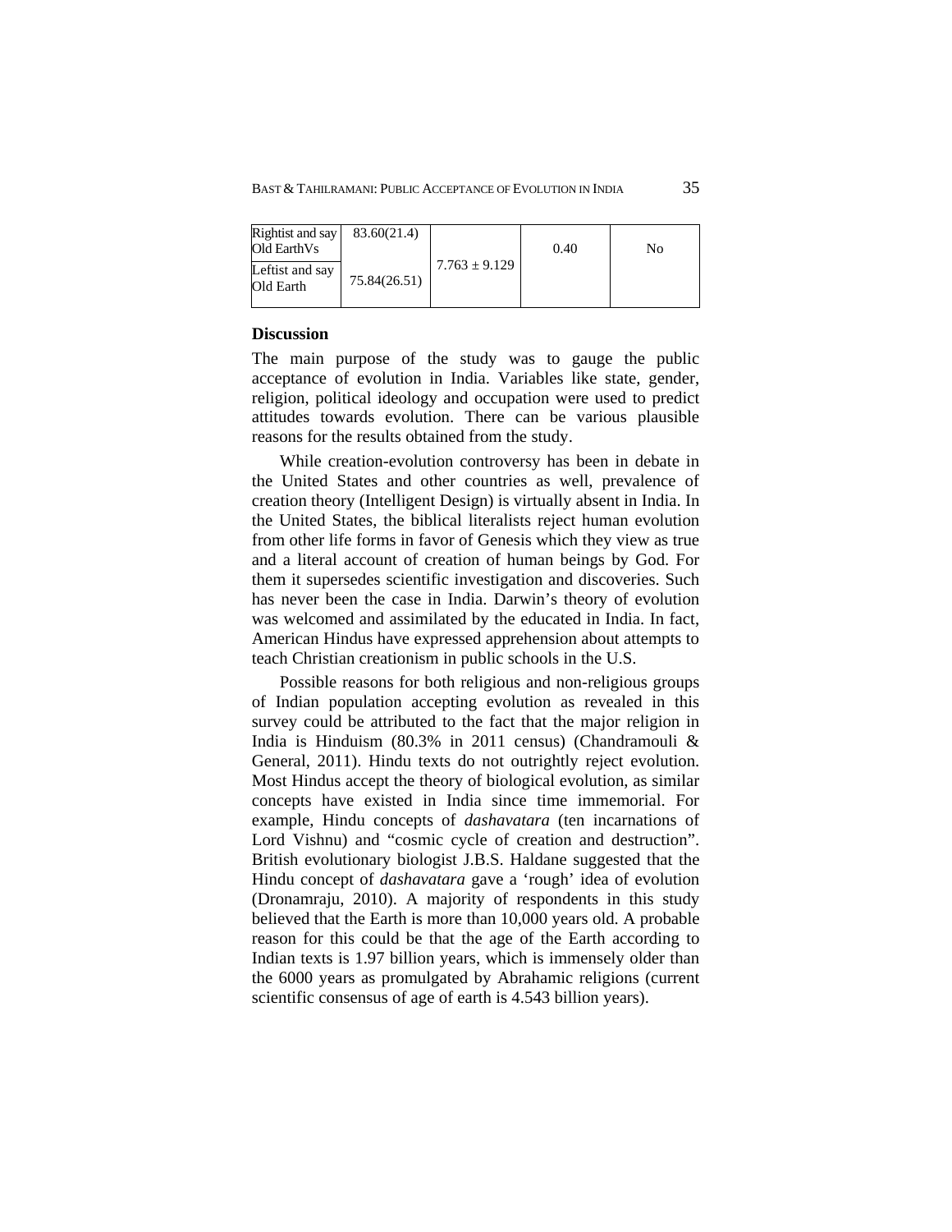| Rightist and say Old EarthVs | 83.60(21.4) | $7.763 \pm 9.129$ | 0.40 | No |
|---|---|---|---|---|
| Leftist and say Old Earth | 75.84(26.51) | | | |

**Discussion**

The main purpose of the study was to gauge the public acceptance of evolution in India. Variables like state, gender, religion, political ideology and occupation were used to predict attitudes towards evolution. There can be various plausible reasons for the results obtained from the study.

While creation-evolution controversy has been in debate in the United States and other countries as well, prevalence of creation theory (Intelligent Design) is virtually absent in India. In the United States, the biblical literalists reject human evolution from other life forms in favor of Genesis which they view as true and a literal account of creation of human beings by God. For them it supersedes scientific investigation and discoveries. Such has never been the case in India. Darwin's theory of evolution was welcomed and assimilated by the educated in India. In fact, American Hindus have expressed apprehension about attempts to teach Christian creationism in public schools in the U.S.

Possible reasons for both religious and non-religious groups of Indian population accepting evolution as revealed in this survey could be attributed to the fact that the major religion in India is Hinduism (80.3% in 2011 census) (Chandramouli & General, 2011). Hindu texts do not outrightly reject evolution. Most Hindus accept the theory of biological evolution, as similar concepts have existed in India since time immemorial. For example, Hindu concepts of *dashavatara* (ten incarnations of Lord Vishnu) and "cosmic cycle of creation and destruction". British evolutionary biologist J.B.S. Haldane suggested that the Hindu concept of *dashavatara* gave a 'rough' idea of evolution (Dronamraju, 2010). A majority of respondents in this study believed that the Earth is more than 10,000 years old. A probable reason for this could be that the age of the Earth according to Indian texts is 1.97 billion years, which is immensely older than the 6000 years as promulgated by Abrahamic religions (current scientific consensus of age of earth is 4.543 billion years).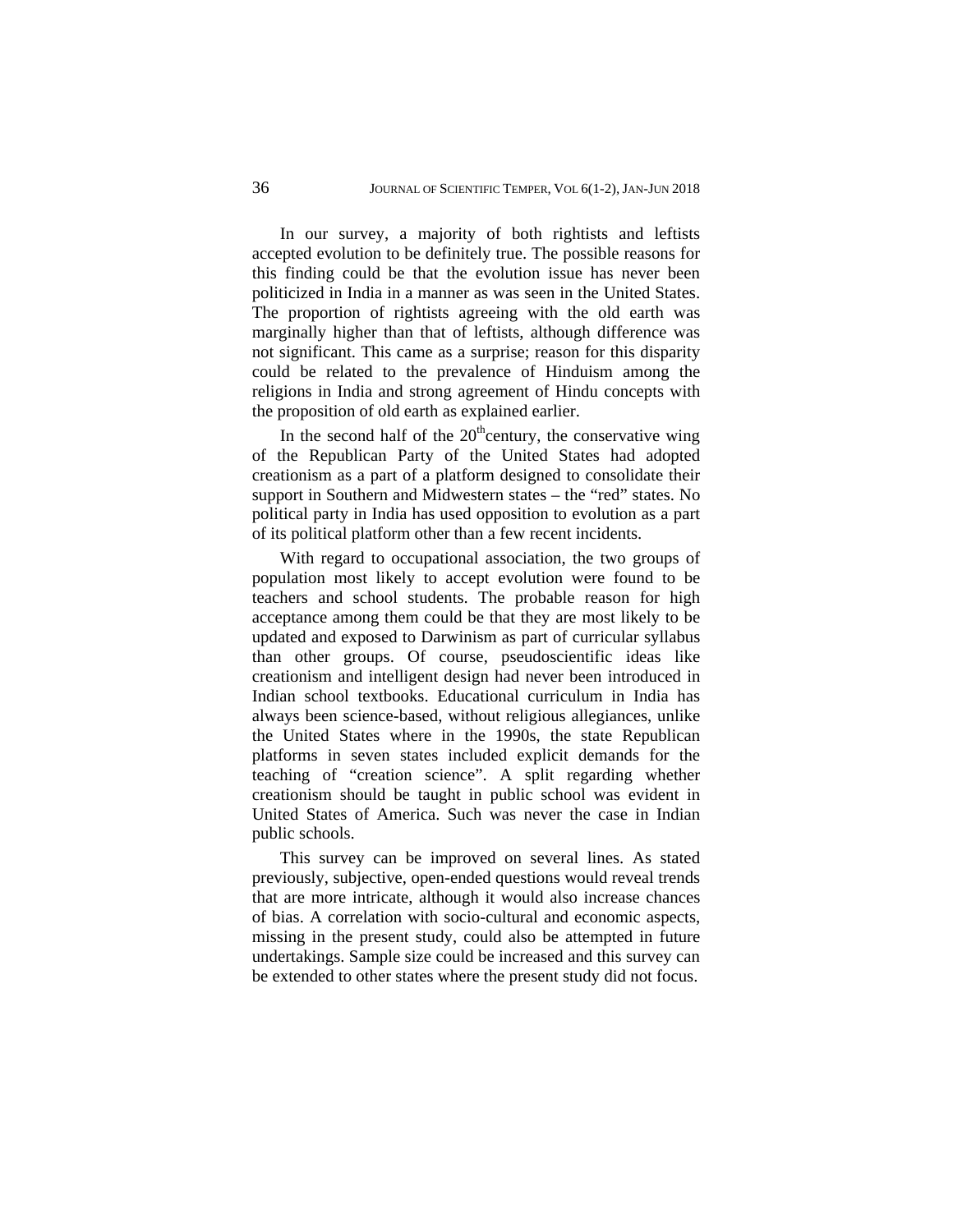In our survey, a majority of both rightists and leftists accepted evolution to be definitely true. The possible reasons for this finding could be that the evolution issue has never been politicized in India in a manner as was seen in the United States. The proportion of rightists agreeing with the old earth was marginally higher than that of leftists, although difference was not significant. This came as a surprise; reason for this disparity could be related to the prevalence of Hinduism among the religions in India and strong agreement of Hindu concepts with the proposition of old earth as explained earlier.

In the second half of the 20$^{th}$century, the conservative wing of the Republican Party of the United States had adopted creationism as a part of a platform designed to consolidate their support in Southern and Midwestern states – the "red" states. No political party in India has used opposition to evolution as a part of its political platform other than a few recent incidents.

With regard to occupational association, the two groups of population most likely to accept evolution were found to be teachers and school students. The probable reason for high acceptance among them could be that they are most likely to be updated and exposed to Darwinism as part of curricular syllabus than other groups. Of course, pseudoscientific ideas like creationism and intelligent design had never been introduced in Indian school textbooks. Educational curriculum in India has always been science-based, without religious allegiances, unlike the United States where in the 1990s, the state Republican platforms in seven states included explicit demands for the teaching of "creation science". A split regarding whether creationism should be taught in public school was evident in United States of America. Such was never the case in Indian public schools.

This survey can be improved on several lines. As stated previously, subjective, open-ended questions would reveal trends that are more intricate, although it would also increase chances of bias. A correlation with socio-cultural and economic aspects, missing in the present study, could also be attempted in future undertakings. Sample size could be increased and this survey can be extended to other states where the present study did not focus.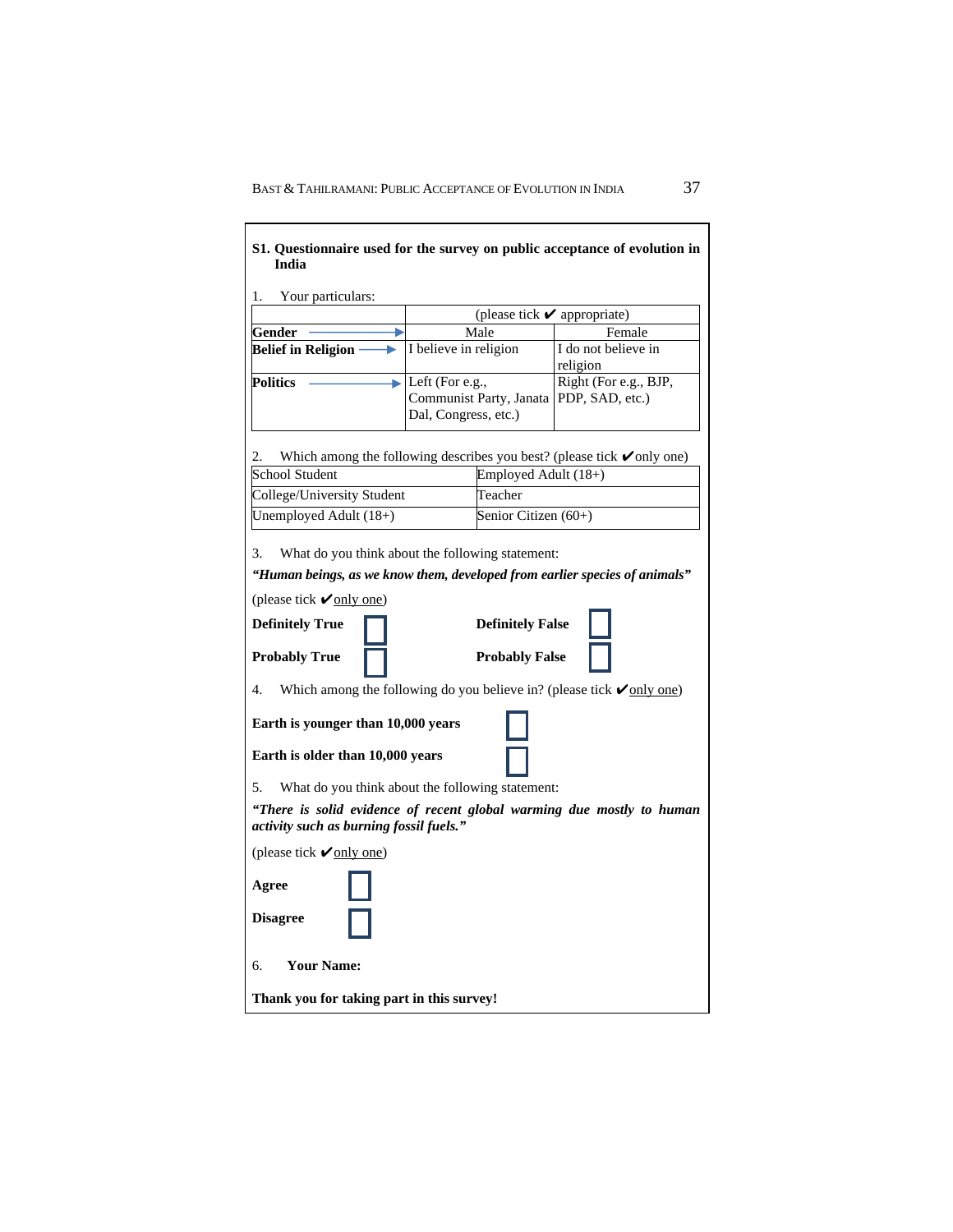**S1. Questionnaire used for the survey on public acceptance of evolution in India**

1. Your particulars:

| | (please tick ✔ appropriate) | |
|---|---|---|
| **Gender** → | Male | Female |
| **Belief in Religion** → | I believe in religion | I do not believe in religion |
| **Politics** → | Left (For e.g., Communist Party, Janata Dal, Congress, etc.) | Right (For e.g., BJP, PDP, SAD, etc.) |

2. Which among the following describes you best? (please tick ✔only one)

| | |
|---|---|
| School Student | Employed Adult (18+) |
| College/University Student | Teacher |
| Unemployed Adult (18+) | Senior Citizen (60+) |

3. What do you think about the following statement:

***"Human beings, as we know them, developed from earlier species of animals"***

(please tick ✔only one)

**Definitely True** ☐ **Definitely False** ☐

**Probably True** ☐ **Probably False** ☐

4. Which among the following do you believe in? (please tick ✔only one)

**Earth is younger than 10,000 years** ☐

**Earth is older than 10,000 years** ☐

5. What do you think about the following statement:

***"There is solid evidence of recent global warming due mostly to human activity such as burning fossil fuels."***

(please tick ✔only one)

**Agree** ☐

**Disagree** ☐

6. **Your Name:**

**Thank you for taking part in this survey!**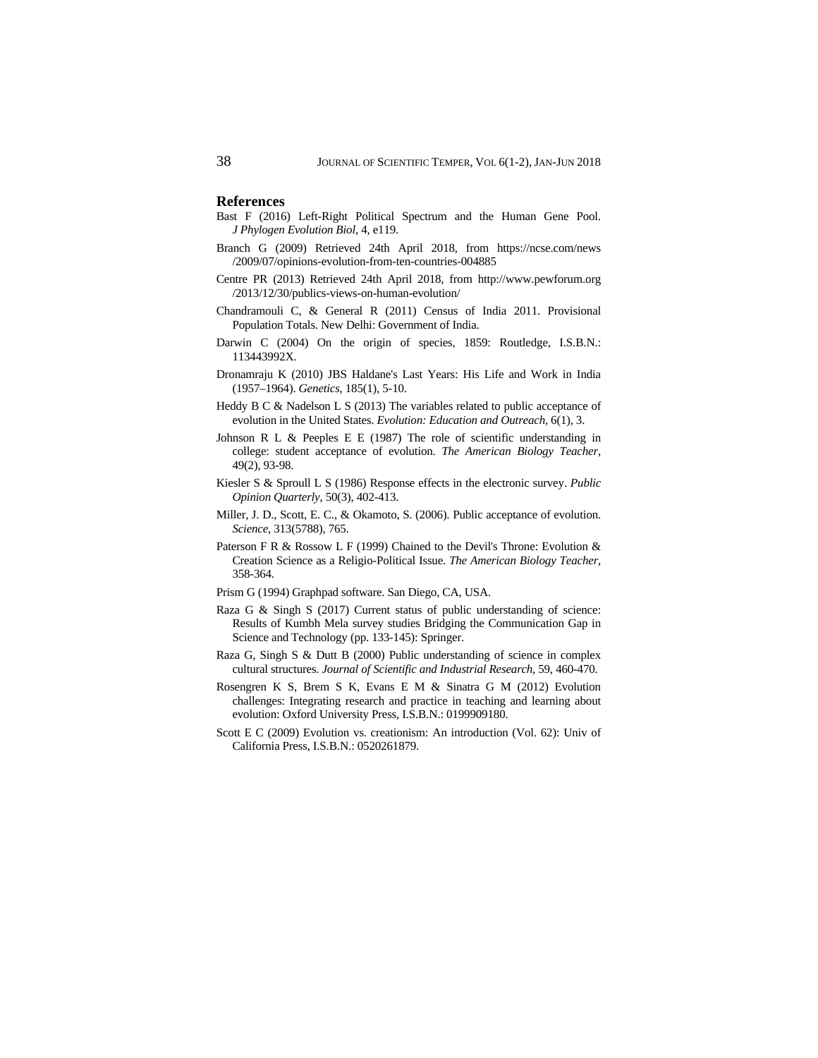## References

Bast F (2016) Left-Right Political Spectrum and the Human Gene Pool. *J Phylogen Evolution Biol*, 4, e119.

Branch G (2009) Retrieved 24th April 2018, from https://ncse.com/news /2009/07/opinions-evolution-from-ten-countries-004885

Centre PR (2013) Retrieved 24th April 2018, from http://www.pewforum.org /2013/12/30/publics-views-on-human-evolution/

Chandramouli C, & General R (2011) Census of India 2011. Provisional Population Totals. New Delhi: Government of India.

Darwin C (2004) On the origin of species, 1859: Routledge, I.S.B.N.: 113443992X.

Dronamraju K (2010) JBS Haldane's Last Years: His Life and Work in India (1957–1964). *Genetics*, 185(1), 5-10.

Heddy B C & Nadelson L S (2013) The variables related to public acceptance of evolution in the United States. *Evolution: Education and Outreach*, 6(1), 3.

Johnson R L & Peeples E E (1987) The role of scientific understanding in college: student acceptance of evolution. *The American Biology Teacher*, 49(2), 93-98.

Kiesler S & Sproull L S (1986) Response effects in the electronic survey. *Public Opinion Quarterly*, 50(3), 402-413.

Miller, J. D., Scott, E. C., & Okamoto, S. (2006). Public acceptance of evolution. *Science*, 313(5788), 765.

Paterson F R & Rossow L F (1999) Chained to the Devil's Throne: Evolution & Creation Science as a Religio-Political Issue. *The American Biology Teacher*, 358-364.

Prism G (1994) Graphpad software. San Diego, CA, USA.

Raza G & Singh S (2017) Current status of public understanding of science: Results of Kumbh Mela survey studies Bridging the Communication Gap in Science and Technology (pp. 133-145): Springer.

Raza G, Singh S & Dutt B (2000) Public understanding of science in complex cultural structures. *Journal of Scientific and Industrial Research*, 59, 460-470.

Rosengren K S, Brem S K, Evans E M & Sinatra G M (2012) Evolution challenges: Integrating research and practice in teaching and learning about evolution: Oxford University Press, I.S.B.N.: 0199909180.

Scott E C (2009) Evolution vs. creationism: An introduction (Vol. 62): Univ of California Press, I.S.B.N.: 0520261879.